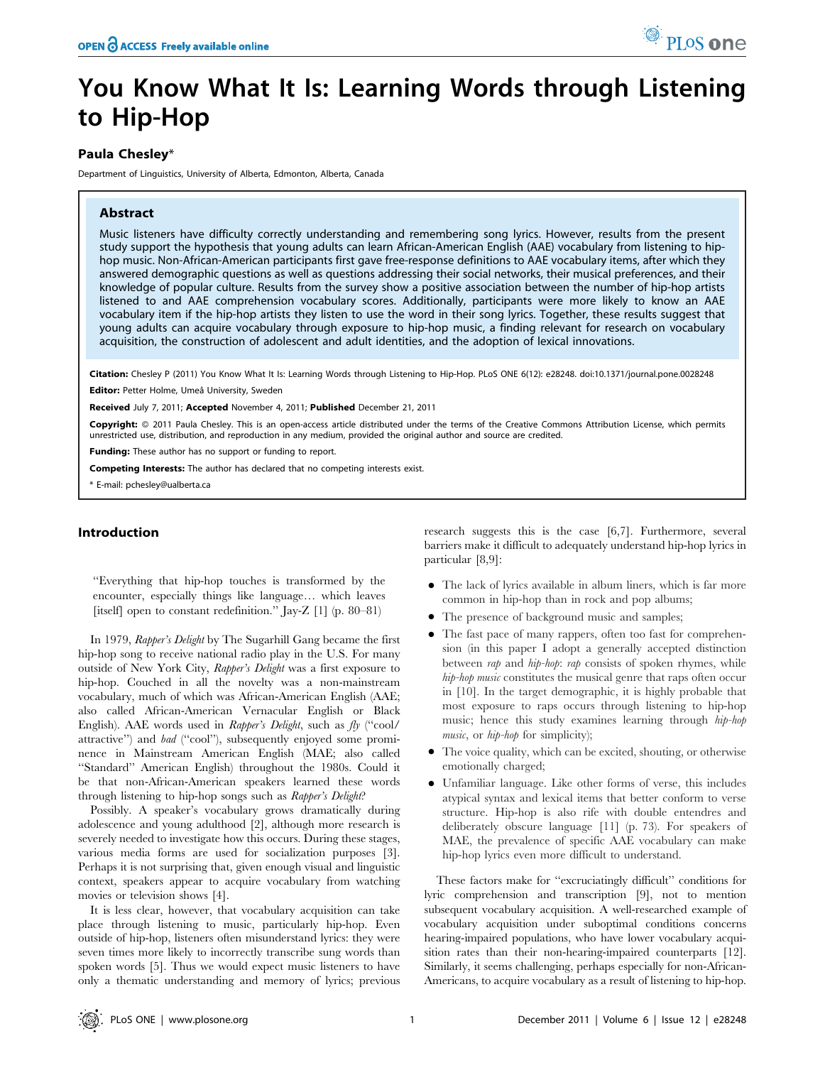# You Know What It Is: Learning Words through Listening to Hip-Hop

**Paula Chesley***

Department of Linguistics, University of Alberta, Edmonton, Alberta, Canada

## Abstract

Music listeners have difficulty correctly understanding and remembering song lyrics. However, results from the present study support the hypothesis that young adults can learn African-American English (AAE) vocabulary from listening to hip-hop music. Non-African-American participants first gave free-response definitions to AAE vocabulary items, after which they answered demographic questions as well as questions addressing their social networks, their musical preferences, and their knowledge of popular culture. Results from the survey show a positive association between the number of hip-hop artists listened to and AAE comprehension vocabulary scores. Additionally, participants were more likely to know an AAE vocabulary item if the hip-hop artists they listen to use the word in their song lyrics. Together, these results suggest that young adults can acquire vocabulary through exposure to hip-hop music, a finding relevant for research on vocabulary acquisition, the construction of adolescent and adult identities, and the adoption of lexical innovations.

**Citation:** Chesley P (2011) You Know What It Is: Learning Words through Listening to Hip-Hop. PLoS ONE 6(12): e28248. doi:10.1371/journal.pone.0028248

**Editor:** Petter Holme, Umeå University, Sweden

**Received** July 7, 2011; **Accepted** November 4, 2011; **Published** December 21, 2011

**Copyright:** © 2011 Paula Chesley. This is an open-access article distributed under the terms of the Creative Commons Attribution License, which permits unrestricted use, distribution, and reproduction in any medium, provided the original author and source are credited.

**Funding:** These author has no support or funding to report.

**Competing Interests:** The author has declared that no competing interests exist.

* E-mail: pchesley@ualberta.ca

## Introduction

> "Everything that hip-hop touches is transformed by the encounter, especially things like language… which leaves [itself] open to constant redefinition." Jay-Z [1] (p. 80–81)

In 1979, *Rapper's Delight* by The Sugarhill Gang became the first hip-hop song to receive national radio play in the U.S. For many outside of New York City, *Rapper's Delight* was a first exposure to hip-hop. Couched in all the novelty was a non-mainstream vocabulary, much of which was African-American English (AAE; also called African-American Vernacular English or Black English). AAE words used in *Rapper's Delight*, such as *fly* ("cool/attractive") and *bad* ("cool"), subsequently enjoyed some prominence in Mainstream American English (MAE; also called "Standard" American English) throughout the 1980s. Could it be that non-African-American speakers learned these words through listening to hip-hop songs such as *Rapper's Delight*?

Possibly. A speaker's vocabulary grows dramatically during adolescence and young adulthood [2], although more research is severely needed to investigate how this occurs. During these stages, various media forms are used for socialization purposes [3]. Perhaps it is not surprising that, given enough visual and linguistic context, speakers appear to acquire vocabulary from watching movies or television shows [4].

It is less clear, however, that vocabulary acquisition can take place through listening to music, particularly hip-hop. Even outside of hip-hop, listeners often misunderstand lyrics: they were seven times more likely to incorrectly transcribe sung words than spoken words [5]. Thus we would expect music listeners to have only a thematic understanding and memory of lyrics; previous research suggests this is the case [6,7]. Furthermore, several barriers make it difficult to adequately understand hip-hop lyrics in particular [8,9]:

- The lack of lyrics available in album liners, which is far more common in hip-hop than in rock and pop albums;
- The presence of background music and samples;
- The fast pace of many rappers, often too fast for comprehension (in this paper I adopt a generally accepted distinction between *rap* and *hip-hop*: *rap* consists of spoken rhymes, while *hip-hop music* constitutes the musical genre that raps often occur in [10]. In the target demographic, it is highly probable that most exposure to raps occurs through listening to hip-hop music; hence this study examines learning through *hip-hop music*, or *hip-hop* for simplicity);
- The voice quality, which can be excited, shouting, or otherwise emotionally charged;
- Unfamiliar language. Like other forms of verse, this includes atypical syntax and lexical items that better conform to verse structure. Hip-hop is also rife with double entendres and deliberately obscure language [11] (p. 73). For speakers of MAE, the prevalence of specific AAE vocabulary can make hip-hop lyrics even more difficult to understand.

These factors make for "excruciatingly difficult" conditions for lyric comprehension and transcription [9], not to mention subsequent vocabulary acquisition. A well-researched example of vocabulary acquisition under suboptimal conditions concerns hearing-impaired populations, who have lower vocabulary acquisition rates than their non-hearing-impaired counterparts [12]. Similarly, it seems challenging, perhaps especially for non-African-Americans, to acquire vocabulary as a result of listening to hip-hop.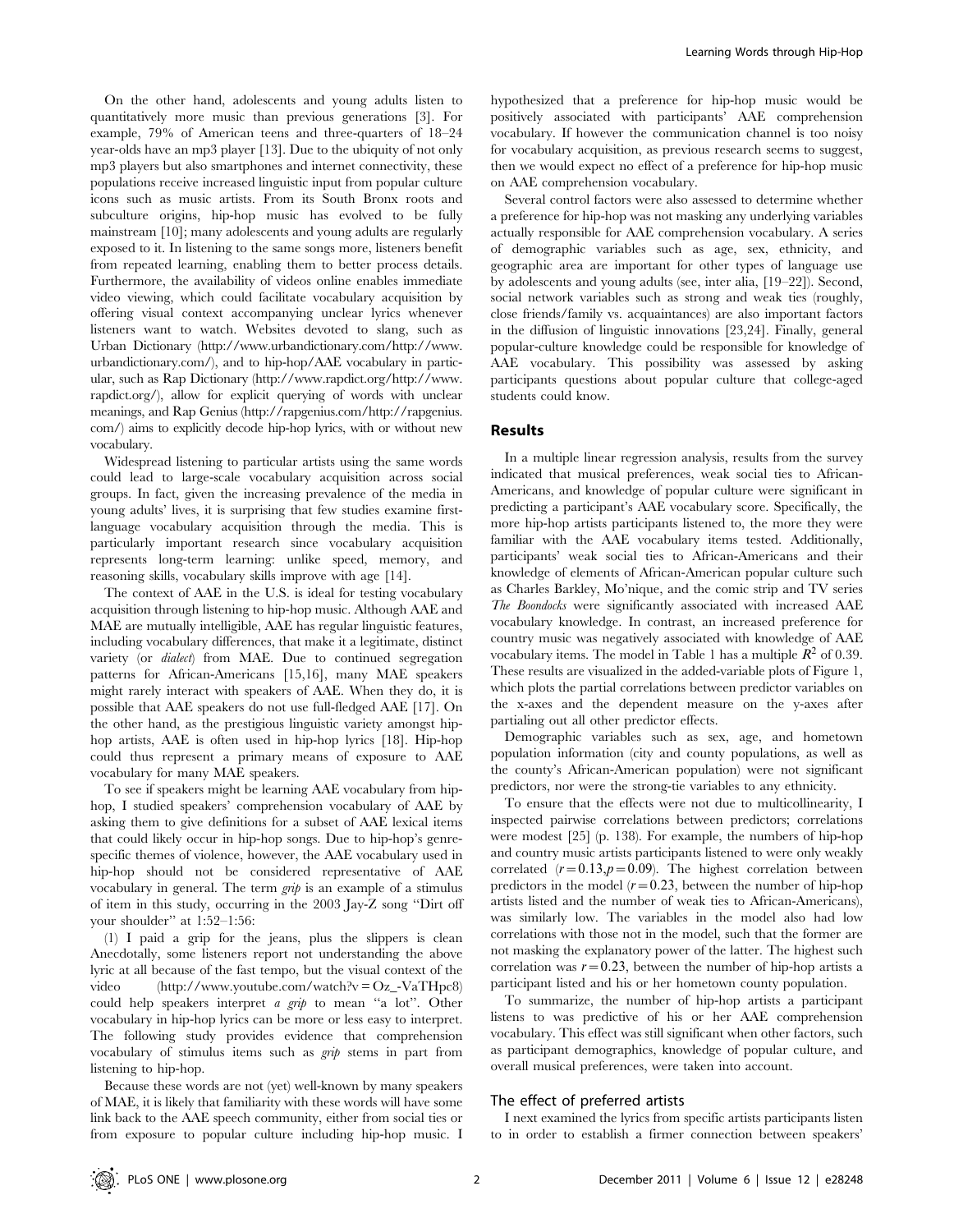On the other hand, adolescents and young adults listen to quantitatively more music than previous generations [3]. For example, 79% of American teens and three-quarters of 18–24 year-olds have an mp3 player [13]. Due to the ubiquity of not only mp3 players but also smartphones and internet connectivity, these populations receive increased linguistic input from popular culture icons such as music artists. From its South Bronx roots and subculture origins, hip-hop music has evolved to be fully mainstream [10]; many adolescents and young adults are regularly exposed to it. In listening to the same songs more, listeners benefit from repeated learning, enabling them to better process details. Furthermore, the availability of videos online enables immediate video viewing, which could facilitate vocabulary acquisition by offering visual context accompanying unclear lyrics whenever listeners want to watch. Websites devoted to slang, such as Urban Dictionary (http://www.urbandictionary.com/http://www.urbandictionary.com/), and to hip-hop/AAE vocabulary in particular, such as Rap Dictionary (http://www.rapdict.org/http://www.rapdict.org/), allow for explicit querying of words with unclear meanings, and Rap Genius (http://rapgenius.com/http://rapgenius.com/) aims to explicitly decode hip-hop lyrics, with or without new vocabulary.

Widespread listening to particular artists using the same words could lead to large-scale vocabulary acquisition across social groups. In fact, given the increasing prevalence of the media in young adults' lives, it is surprising that few studies examine first-language vocabulary acquisition through the media. This is particularly important research since vocabulary acquisition represents long-term learning: unlike speed, memory, and reasoning skills, vocabulary skills improve with age [14].

The context of AAE in the U.S. is ideal for testing vocabulary acquisition through listening to hip-hop music. Although AAE and MAE are mutually intelligible, AAE has regular linguistic features, including vocabulary differences, that make it a legitimate, distinct variety (or *dialect*) from MAE. Due to continued segregation patterns for African-Americans [15,16], many MAE speakers might rarely interact with speakers of AAE. When they do, it is possible that AAE speakers do not use full-fledged AAE [17]. On the other hand, as the prestigious linguistic variety amongst hip-hop artists, AAE is often used in hip-hop lyrics [18]. Hip-hop could thus represent a primary means of exposure to AAE vocabulary for many MAE speakers.

To see if speakers might be learning AAE vocabulary from hip-hop, I studied speakers' comprehension vocabulary of AAE by asking them to give definitions for a subset of AAE lexical items that could likely occur in hip-hop songs. Due to hip-hop's genre-specific themes of violence, however, the AAE vocabulary used in hip-hop should not be considered representative of AAE vocabulary in general. The term *grip* is an example of a stimulus of item in this study, occurring in the 2003 Jay-Z song "Dirt off your shoulder" at 1:52–1:56:

(1) I paid a grip for the jeans, plus the slippers is clean

Anecdotally, some listeners report not understanding the above lyric at all because of the fast tempo, but the visual context of the video (http://www.youtube.com/watch?v=Oz_-VaTHpc8) could help speakers interpret *a grip* to mean "a lot". Other vocabulary in hip-hop lyrics can be more or less easy to interpret. The following study provides evidence that comprehension vocabulary of stimulus items such as *grip* stems in part from listening to hip-hop.

Because these words are not (yet) well-known by many speakers of MAE, it is likely that familiarity with these words will have some link back to the AAE speech community, either from social ties or from exposure to popular culture including hip-hop music. I hypothesized that a preference for hip-hop music would be positively associated with participants' AAE comprehension vocabulary. If however the communication channel is too noisy for vocabulary acquisition, as previous research seems to suggest, then we would expect no effect of a preference for hip-hop music on AAE comprehension vocabulary.

Several control factors were also assessed to determine whether a preference for hip-hop was not masking any underlying variables actually responsible for AAE comprehension vocabulary. A series of demographic variables such as age, sex, ethnicity, and geographic area are important for other types of language use by adolescents and young adults (see, inter alia, [19–22]). Second, social network variables such as strong and weak ties (roughly, close friends/family vs. acquaintances) are also important factors in the diffusion of linguistic innovations [23,24]. Finally, general popular-culture knowledge could be responsible for knowledge of AAE vocabulary. This possibility was assessed by asking participants questions about popular culture that college-aged students could know.

## Results

In a multiple linear regression analysis, results from the survey indicated that musical preferences, weak social ties to African-Americans, and knowledge of popular culture were significant in predicting a participant's AAE vocabulary score. Specifically, the more hip-hop artists participants listened to, the more they were familiar with the AAE vocabulary items tested. Additionally, participants' weak social ties to African-Americans and their knowledge of elements of African-American popular culture such as Charles Barkley, Mo'nique, and the comic strip and TV series *The Boondocks* were significantly associated with increased AAE vocabulary knowledge. In contrast, an increased preference for country music was negatively associated with knowledge of AAE vocabulary items. The model in Table 1 has a multiple $R^2$ of 0.39. These results are visualized in the added-variable plots of Figure 1, which plots the partial correlations between predictor variables on the x-axes and the dependent measure on the y-axes after partialing out all other predictor effects.

Demographic variables such as sex, age, and hometown population information (city and county populations, as well as the county's African-American population) were not significant predictors, nor were the strong-tie variables to any ethnicity.

To ensure that the effects were not due to multicollinearity, I inspected pairwise correlations between predictors; correlations were modest [25] (p. 138). For example, the numbers of hip-hop and country music artists participants listened to were only weakly correlated ($r = 0.13, p = 0.09$). The highest correlation between predictors in the model ($r = 0.23$, between the number of hip-hop artists listed and the number of weak ties to African-Americans), was similarly low. The variables in the model also had low correlations with those not in the model, such that the former are not masking the explanatory power of the latter. The highest such correlation was $r = 0.23$, between the number of hip-hop artists a participant listed and his or her hometown county population.

To summarize, the number of hip-hop artists a participant listens to was predictive of his or her AAE comprehension vocabulary. This effect was still significant when other factors, such as participant demographics, knowledge of popular culture, and overall musical preferences, were taken into account.

### The effect of preferred artists

I next examined the lyrics from specific artists participants listen to in order to establish a firmer connection between speakers'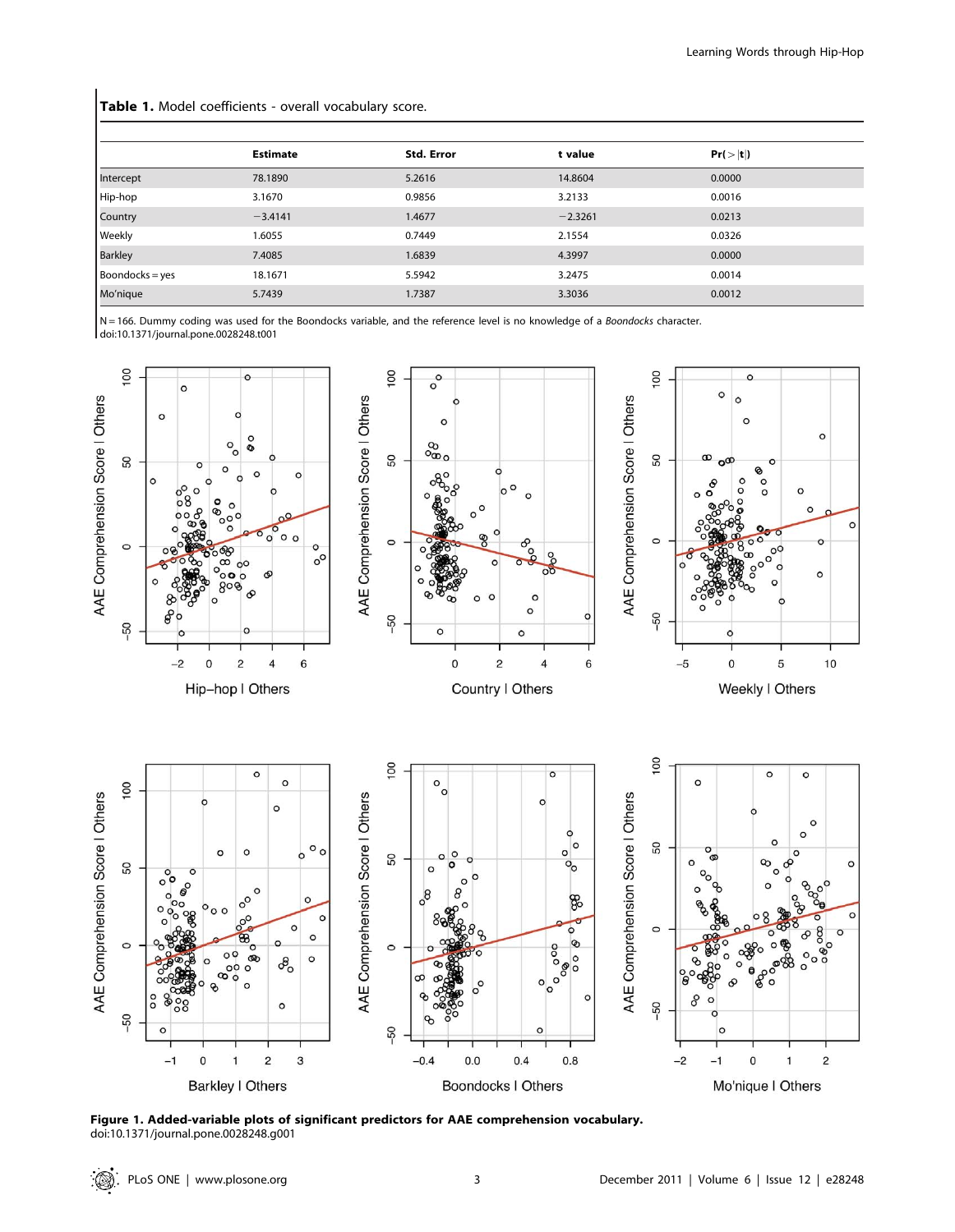**Table 1.** Model coefficients - overall vocabulary score.

|  | Estimate | Std. Error | t value | Pr(>\|t\|) |
|---|---|---|---|---|
| Intercept | 78.1890 | 5.2616 | 14.8604 | 0.0000 |
| Hip-hop | 3.1670 | 0.9856 | 3.2133 | 0.0016 |
| Country | −3.4141 | 1.4677 | −2.3261 | 0.0213 |
| Weekly | 1.6055 | 0.7449 | 2.1554 | 0.0326 |
| Barkley | 7.4085 | 1.6839 | 4.3997 | 0.0000 |
| Boondocks = yes | 18.1671 | 5.5942 | 3.2475 | 0.0014 |
| Mo'nique | 5.7439 | 1.7387 | 3.3036 | 0.0012 |

N = 166. Dummy coding was used for the Boondocks variable, and the reference level is no knowledge of a *Boondocks* character.
doi:10.1371/journal.pone.0028248.t001

**Figure 1. Added-variable plots of significant predictors for AAE comprehension vocabulary.**
doi:10.1371/journal.pone.0028248.g001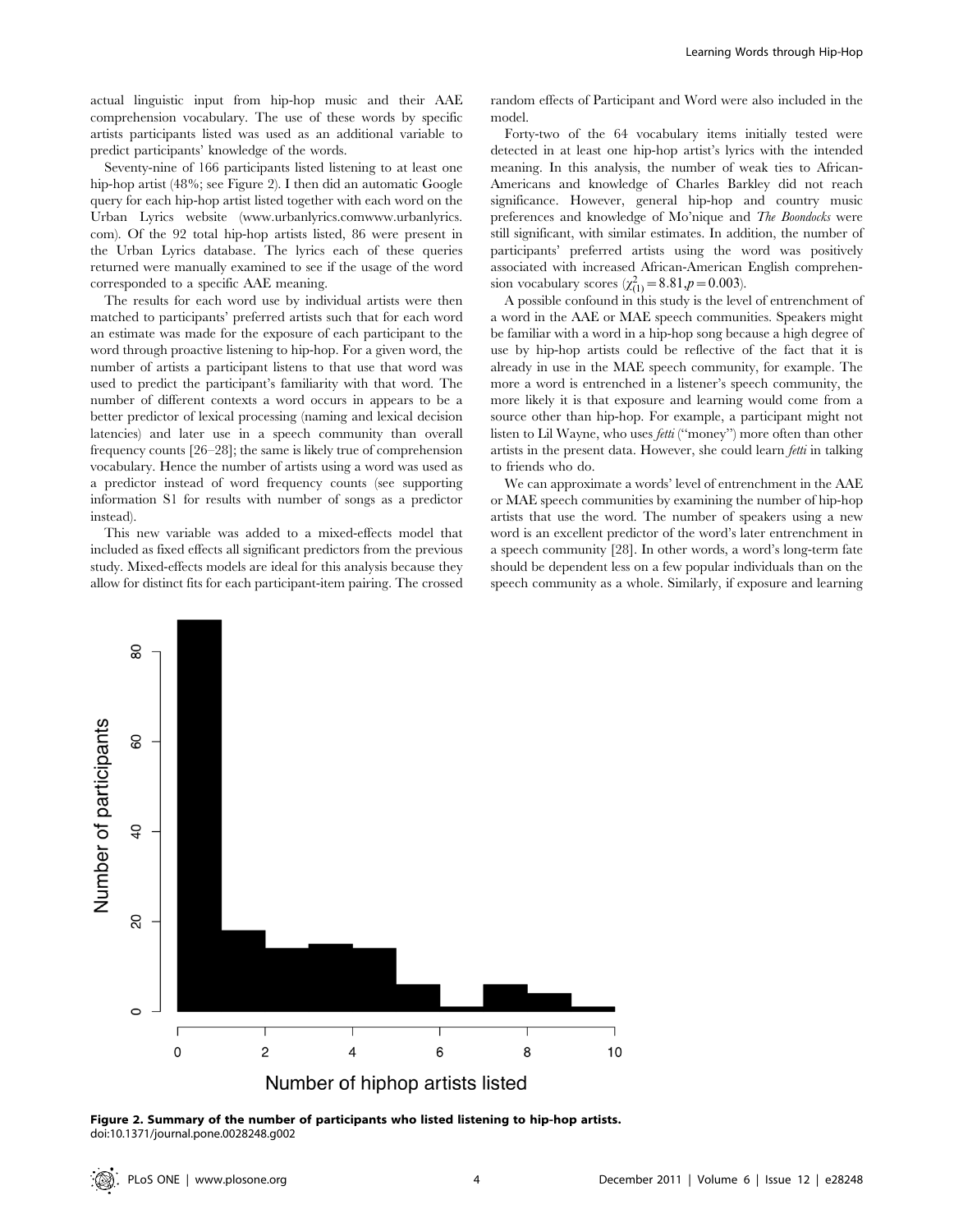actual linguistic input from hip-hop music and their AAE comprehension vocabulary. The use of these words by specific artists participants listed was used as an additional variable to predict participants' knowledge of the words.

Seventy-nine of 166 participants listed listening to at least one hip-hop artist (48%; see Figure 2). I then did an automatic Google query for each hip-hop artist listed together with each word on the Urban Lyrics website (www.urbanlyrics.comwww.urbanlyrics.com). Of the 92 total hip-hop artists listed, 86 were present in the Urban Lyrics database. The lyrics each of these queries returned were manually examined to see if the usage of the word corresponded to a specific AAE meaning.

The results for each word use by individual artists were then matched to participants' preferred artists such that for each word an estimate was made for the exposure of each participant to the word through proactive listening to hip-hop. For a given word, the number of artists a participant listens to that use that word was used to predict the participant's familiarity with that word. The number of different contexts a word occurs in appears to be a better predictor of lexical processing (naming and lexical decision latencies) and later use in a speech community than overall frequency counts [26–28]; the same is likely true of comprehension vocabulary. Hence the number of artists using a word was used as a predictor instead of word frequency counts (see supporting information S1 for results with number of songs as a predictor instead).

This new variable was added to a mixed-effects model that included as fixed effects all significant predictors from the previous study. Mixed-effects models are ideal for this analysis because they allow for distinct fits for each participant-item pairing. The crossed random effects of Participant and Word were also included in the model.

Forty-two of the 64 vocabulary items initially tested were detected in at least one hip-hop artist's lyrics with the intended meaning. In this analysis, the number of weak ties to African-Americans and knowledge of Charles Barkley did not reach significance. However, general hip-hop and country music preferences and knowledge of Mo'nique and *The Boondocks* were still significant, with similar estimates. In addition, the number of participants' preferred artists using the word was positively associated with increased African-American English comprehension vocabulary scores ($\chi^2_{(1)} = 8.81, p = 0.003$).

A possible confound in this study is the level of entrenchment of a word in the AAE or MAE speech communities. Speakers might be familiar with a word in a hip-hop song because a high degree of use by hip-hop artists could be reflective of the fact that it is already in use in the MAE speech community, for example. The more a word is entrenched in a listener's speech community, the more likely it is that exposure and learning would come from a source other than hip-hop. For example, a participant might not listen to Lil Wayne, who uses *fetti* ("money") more often than other artists in the present data. However, she could learn *fetti* in talking to friends who do.

We can approximate a words' level of entrenchment in the AAE or MAE speech communities by examining the number of hip-hop artists that use the word. The number of speakers using a new word is an excellent predictor of the word's later entrenchment in a speech community [28]. In other words, a word's long-term fate should be dependent less on a few popular individuals than on the speech community as a whole. Similarly, if exposure and learning

**Figure 2. Summary of the number of participants who listed listening to hip-hop artists.**
doi:10.1371/journal.pone.0028248.g002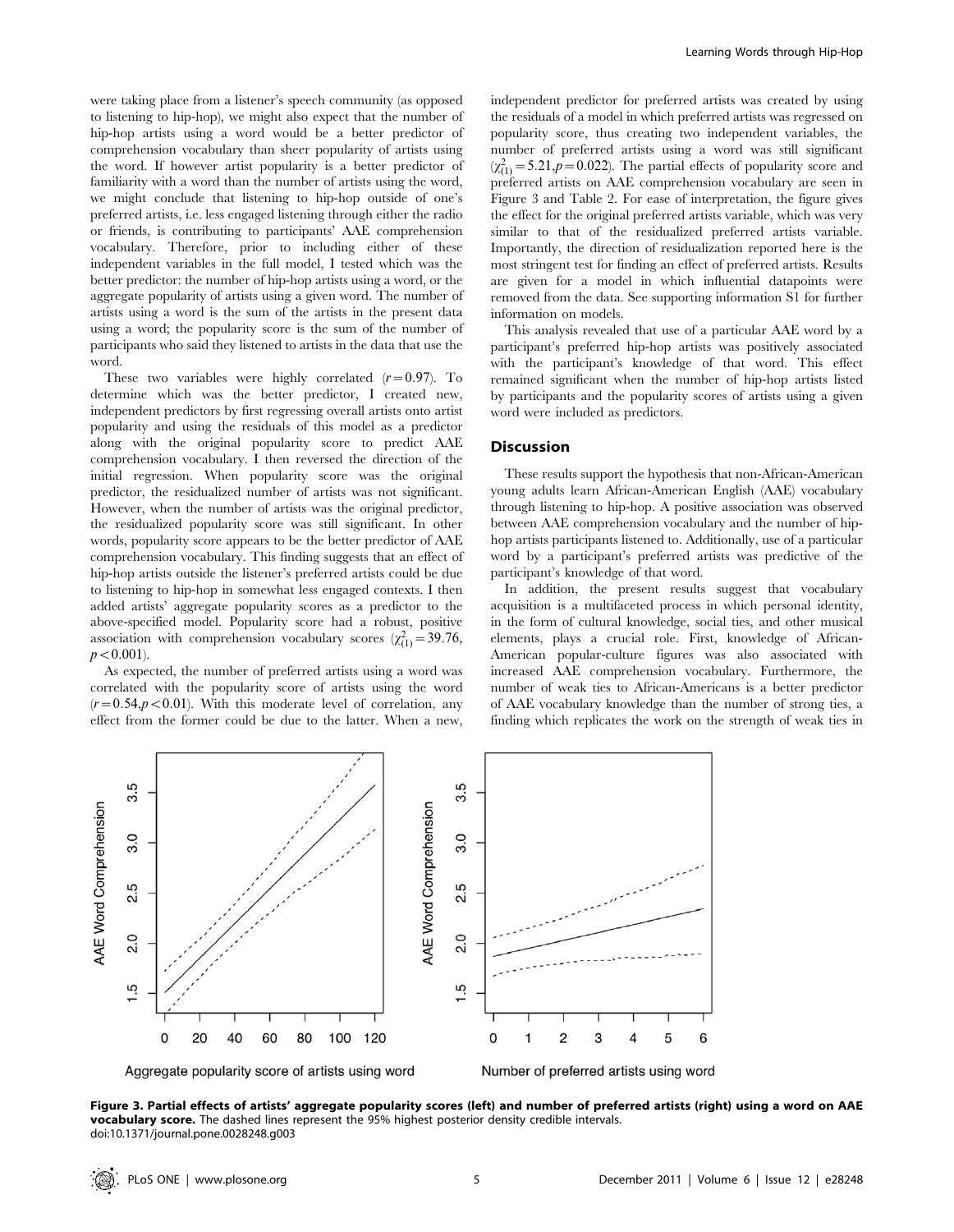were taking place from a listener's speech community (as opposed to listening to hip-hop), we might also expect that the number of hip-hop artists using a word would be a better predictor of comprehension vocabulary than sheer popularity of artists using the word. If however artist popularity is a better predictor of familiarity with a word than the number of artists using the word, we might conclude that listening to hip-hop outside of one's preferred artists, i.e. less engaged listening through either the radio or friends, is contributing to participants' AAE comprehension vocabulary. Therefore, prior to including either of these independent variables in the full model, I tested which was the better predictor: the number of hip-hop artists using a word, or the aggregate popularity of artists using a given word. The number of artists using a word is the sum of the artists in the present data using a word; the popularity score is the sum of the number of participants who said they listened to artists in the data that use the word.

These two variables were highly correlated ($r = 0.97$). To determine which was the better predictor, I created new, independent predictors by first regressing overall artists onto artist popularity and using the residuals of this model as a predictor along with the original popularity score to predict AAE comprehension vocabulary. I then reversed the direction of the initial regression. When popularity score was the original predictor, the residualized number of artists was not significant. However, when the number of artists was the original predictor, the residualized popularity score was still significant. In other words, popularity score appears to be the better predictor of AAE comprehension vocabulary. This finding suggests that an effect of hip-hop artists outside the listener's preferred artists could be due to listening to hip-hop in somewhat less engaged contexts. I then added artists' aggregate popularity scores as a predictor to the above-specified model. Popularity score had a robust, positive association with comprehension vocabulary scores ($\chi^2_{(1)} = 39.76$, $p < 0.001$).

As expected, the number of preferred artists using a word was correlated with the popularity score of artists using the word ($r = 0.54, p < 0.01$). With this moderate level of correlation, any effect from the former could be due to the latter. When a new, independent predictor for preferred artists was created by using the residuals of a model in which preferred artists was regressed on popularity score, thus creating two independent variables, the number of preferred artists using a word was still significant ($\chi^2_{(1)} = 5.21, p = 0.022$). The partial effects of popularity score and preferred artists on AAE comprehension vocabulary are seen in Figure 3 and Table 2. For ease of interpretation, the figure gives the effect for the original preferred artists variable, which was very similar to that of the residualized preferred artists variable. Importantly, the direction of residualization reported here is the most stringent test for finding an effect of preferred artists. Results are given for a model in which influential datapoints were removed from the data. See supporting information S1 for further information on models.

This analysis revealed that use of a particular AAE word by a participant's preferred hip-hop artists was positively associated with the participant's knowledge of that word. This effect remained significant when the number of hip-hop artists listed by participants and the popularity scores of artists using a given word were included as predictors.

## Discussion

These results support the hypothesis that non-African-American young adults learn African-American English (AAE) vocabulary through listening to hip-hop. A positive association was observed between AAE comprehension vocabulary and the number of hip-hop artists participants listened to. Additionally, use of a particular word by a participant's preferred artists was predictive of the participant's knowledge of that word.

In addition, the present results suggest that vocabulary acquisition is a multifaceted process in which personal identity, in the form of cultural knowledge, social ties, and other musical elements, plays a crucial role. First, knowledge of African-American popular-culture figures was also associated with increased AAE comprehension vocabulary. Furthermore, the number of weak ties to African-Americans is a better predictor of AAE vocabulary knowledge than the number of strong ties, a finding which replicates the work on the strength of weak ties in

AAE Word Comprehension
1.5 2.0 2.5 3.0 3.5
0 20 40 60 80 100 120
Aggregate popularity score of artists using word

AAE Word Comprehension
1.5 2.0 2.5 3.0 3.5
0 1 2 3 4 5 6
Number of preferred artists using word

**Figure 3. Partial effects of artists' aggregate popularity scores (left) and number of preferred artists (right) using a word on AAE vocabulary score.** The dashed lines represent the 95% highest posterior density credible intervals.
doi:10.1371/journal.pone.0028248.g003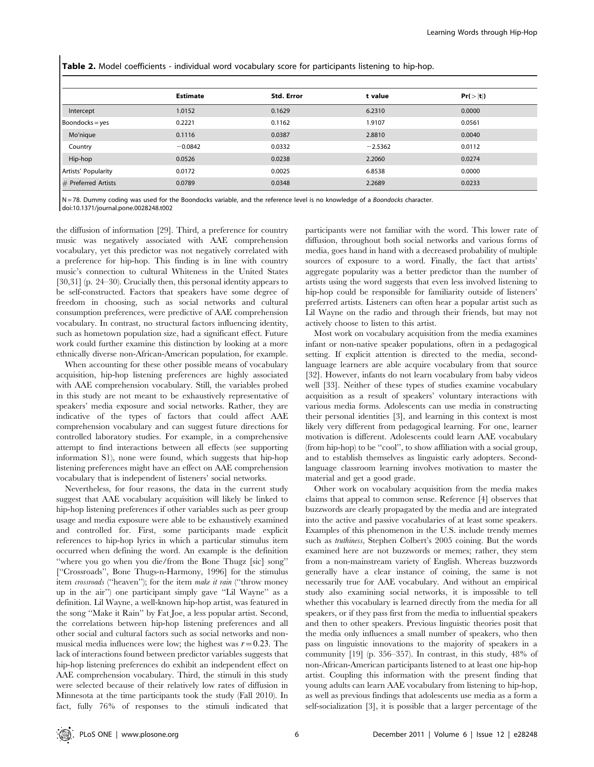**Table 2.** Model coefficients - individual word vocabulary score for participants listening to hip-hop.

| | Estimate | Std. Error | t value | Pr(>\|t\|) |
|---|---|---|---|---|
| Intercept | 1.0152 | 0.1629 | 6.2310 | 0.0000 |
| Boondocks = yes | 0.2221 | 0.1162 | 1.9107 | 0.0561 |
| Mo'nique | 0.1116 | 0.0387 | 2.8810 | 0.0040 |
| Country | −0.0842 | 0.0332 | −2.5362 | 0.0112 |
| Hip-hop | 0.0526 | 0.0238 | 2.2060 | 0.0274 |
| Artists' Popularity | 0.0172 | 0.0025 | 6.8538 | 0.0000 |
| # Preferred Artists | 0.0789 | 0.0348 | 2.2689 | 0.0233 |

N = 78. Dummy coding was used for the Boondocks variable, and the reference level is no knowledge of a *Boondocks* character.
doi:10.1371/journal.pone.0028248.t002

the diffusion of information [29]. Third, a preference for country music was negatively associated with AAE comprehension vocabulary, yet this predictor was not negatively correlated with a preference for hip-hop. This finding is in line with country music's connection to cultural Whiteness in the United States [30,31] (p. 24–30). Crucially then, this personal identity appears to be self-constructed. Factors that speakers have some degree of freedom in choosing, such as social networks and cultural consumption preferences, were predictive of AAE comprehension vocabulary. In contrast, no structural factors influencing identity, such as hometown population size, had a significant effect. Future work could further examine this distinction by looking at a more ethnically diverse non-African-American population, for example.

When accounting for these other possible means of vocabulary acquisition, hip-hop listening preferences are highly associated with AAE comprehension vocabulary. Still, the variables probed in this study are not meant to be exhaustively representative of speakers' media exposure and social networks. Rather, they are indicative of the types of factors that could affect AAE comprehension vocabulary and can suggest future directions for controlled laboratory studies. For example, in a comprehensive attempt to find interactions between all effects (see supporting information S1), none were found, which suggests that hip-hop listening preferences might have an effect on AAE comprehension vocabulary that is independent of listeners' social networks.

Nevertheless, for four reasons, the data in the current study suggest that AAE vocabulary acquisition will likely be linked to hip-hop listening preferences if other variables such as peer group usage and media exposure were able to be exhaustively examined and controlled for. First, some participants made explicit references to hip-hop lyrics in which a particular stimulus item occurred when defining the word. An example is the definition "where you go when you die/from the Bone Thugz [sic] song" ["Crossroads", Bone Thugs-n-Harmony, 1996] for the stimulus item *crossroads* ("heaven"); for the item *make it rain* ("throw money up in the air") one participant simply gave "Lil Wayne" as a definition. Lil Wayne, a well-known hip-hop artist, was featured in the song "Make it Rain" by Fat Joe, a less popular artist. Second, the correlations between hip-hop listening preferences and all other social and cultural factors such as social networks and non-musical media influences were low; the highest was $r = 0.23$. The lack of interactions found between predictor variables suggests that hip-hop listening preferences do exhibit an independent effect on AAE comprehension vocabulary. Third, the stimuli in this study were selected because of their relatively low rates of diffusion in Minnesota at the time participants took the study (Fall 2010). In fact, fully 76% of responses to the stimuli indicated that participants were not familiar with the word. This lower rate of diffusion, throughout both social networks and various forms of media, goes hand in hand with a decreased probability of multiple sources of exposure to a word. Finally, the fact that artists' aggregate popularity was a better predictor than the number of artists using the word suggests that even less involved listening to hip-hop could be responsible for familiarity outside of listeners' preferred artists. Listeners can often hear a popular artist such as Lil Wayne on the radio and through their friends, but may not actively choose to listen to this artist.

Most work on vocabulary acquisition from the media examines infant or non-native speaker populations, often in a pedagogical setting. If explicit attention is directed to the media, second-language learners are able acquire vocabulary from that source [32]. However, infants do not learn vocabulary from baby videos well [33]. Neither of these types of studies examine vocabulary acquisition as a result of speakers' voluntary interactions with various media forms. Adolescents can use media in constructing their personal identities [3], and learning in this context is most likely very different from pedagogical learning. For one, learner motivation is different. Adolescents could learn AAE vocabulary (from hip-hop) to be "cool", to show affiliation with a social group, and to establish themselves as linguistic early adopters. Second-language classroom learning involves motivation to master the material and get a good grade.

Other work on vocabulary acquisition from the media makes claims that appeal to common sense. Reference [4] observes that buzzwords are clearly propagated by the media and are integrated into the active and passive vocabularies of at least some speakers. Examples of this phenomenon in the U.S. include trendy memes such as *truthiness*, Stephen Colbert's 2005 coining. But the words examined here are not buzzwords or memes; rather, they stem from a non-mainstream variety of English. Whereas buzzwords generally have a clear instance of coining, the same is not necessarily true for AAE vocabulary. And without an empirical study also examining social networks, it is impossible to tell whether this vocabulary is learned directly from the media for all speakers, or if they pass first from the media to influential speakers and then to other speakers. Previous linguistic theories posit that the media only influences a small number of speakers, who then pass on linguistic innovations to the majority of speakers in a community [19] (p. 356–357). In contrast, in this study, 48% of non-African-American participants listened to at least one hip-hop artist. Coupling this information with the present finding that young adults can learn AAE vocabulary from listening to hip-hop, as well as previous findings that adolescents use media as a form a self-socialization [3], it is possible that a larger percentage of the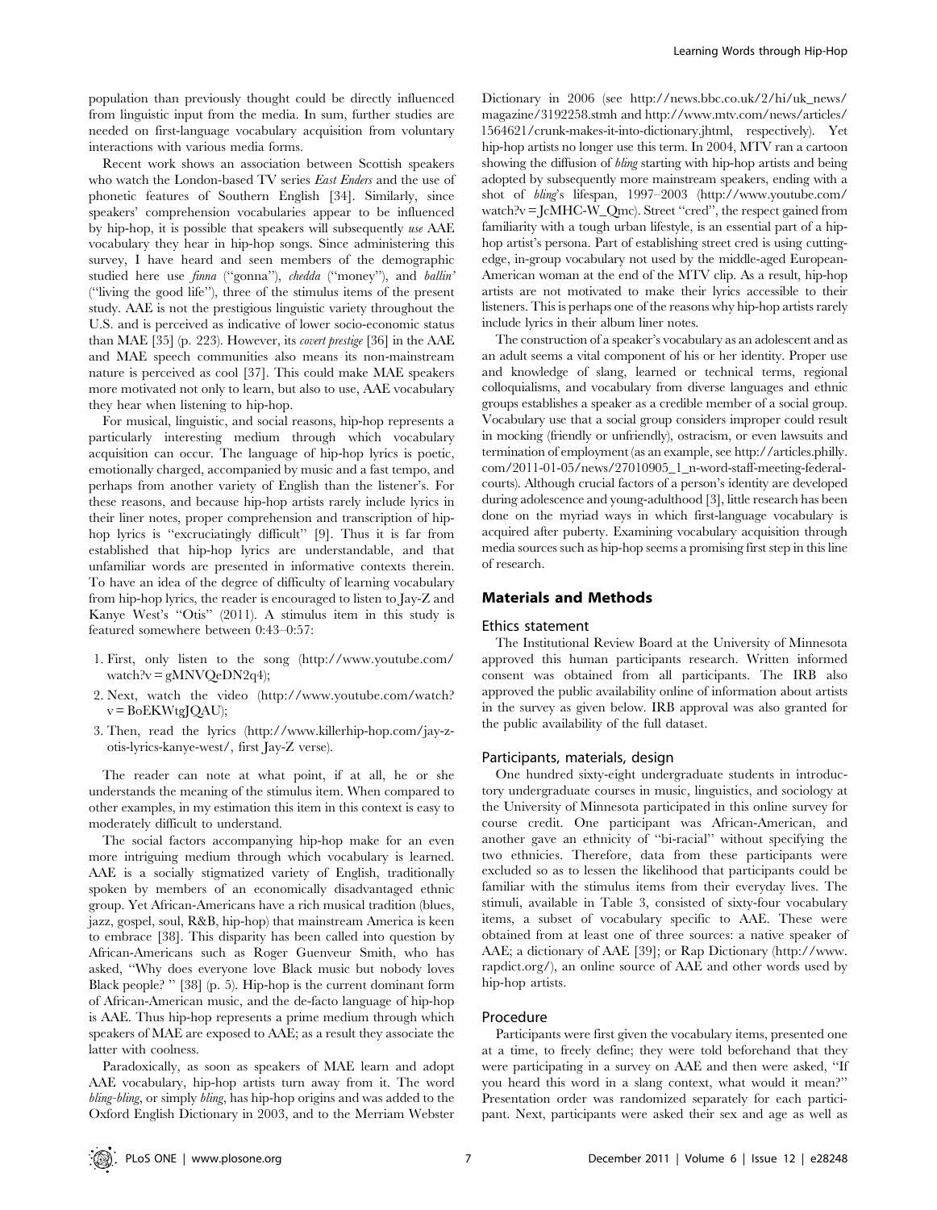population than previously thought could be directly influenced from linguistic input from the media. In sum, further studies are needed on first-language vocabulary acquisition from voluntary interactions with various media forms.

Recent work shows an association between Scottish speakers who watch the London-based TV series *East Enders* and the use of phonetic features of Southern English [34]. Similarly, since speakers' comprehension vocabularies appear to be influenced by hip-hop, it is possible that speakers will subsequently *use* AAE vocabulary they hear in hip-hop songs. Since administering this survey, I have heard and seen members of the demographic studied here use *finna* ("gonna"), *chedda* ("money"), and *ballin'* ("living the good life"), three of the stimulus items of the present study. AAE is not the prestigious linguistic variety throughout the U.S. and is perceived as indicative of lower socio-economic status than MAE [35] (p. 223). However, its *covert prestige* [36] in the AAE and MAE speech communities also means its non-mainstream nature is perceived as cool [37]. This could make MAE speakers more motivated not only to learn, but also to use, AAE vocabulary they hear when listening to hip-hop.

For musical, linguistic, and social reasons, hip-hop represents a particularly interesting medium through which vocabulary acquisition can occur. The language of hip-hop lyrics is poetic, emotionally charged, accompanied by music and a fast tempo, and perhaps from another variety of English than the listener's. For these reasons, and because hip-hop artists rarely include lyrics in their liner notes, proper comprehension and transcription of hip-hop lyrics is "excruciatingly difficult" [9]. Thus it is far from established that hip-hop lyrics are understandable, and that unfamiliar words are presented in informative contexts therein. To have an idea of the degree of difficulty of learning vocabulary from hip-hop lyrics, the reader is encouraged to listen to Jay-Z and Kanye West's "Otis" (2011). A stimulus item in this study is featured somewhere between 0:43–0:57:

1. First, only listen to the song (http://www.youtube.com/watch?v=gMNVQeDN2q4);
2. Next, watch the video (http://www.youtube.com/watch?v=BoEKWtgJQAU);
3. Then, read the lyrics (http://www.killerhip-hop.com/jay-z-otis-lyrics-kanye-west/, first Jay-Z verse).

The reader can note at what point, if at all, he or she understands the meaning of the stimulus item. When compared to other examples, in my estimation this item in this context is easy to moderately difficult to understand.

The social factors accompanying hip-hop make for an even more intriguing medium through which vocabulary is learned. AAE is a socially stigmatized variety of English, traditionally spoken by members of an economically disadvantaged ethnic group. Yet African-Americans have a rich musical tradition (blues, jazz, gospel, soul, R&B, hip-hop) that mainstream America is keen to embrace [38]. This disparity has been called into question by African-Americans such as Roger Guenveur Smith, who has asked, "Why does everyone love Black music but nobody loves Black people? " [38] (p. 5). Hip-hop is the current dominant form of African-American music, and the de-facto language of hip-hop is AAE. Thus hip-hop represents a prime medium through which speakers of MAE are exposed to AAE; as a result they associate the latter with coolness.

Paradoxically, as soon as speakers of MAE learn and adopt AAE vocabulary, hip-hop artists turn away from it. The word *bling-bling*, or simply *bling*, has hip-hop origins and was added to the Oxford English Dictionary in 2003, and to the Merriam Webster Dictionary in 2006 (see http://news.bbc.co.uk/2/hi/uk_news/magazine/3192258.stmh and http://www.mtv.com/news/articles/1564621/crunk-makes-it-into-dictionary.jhtml, respectively). Yet hip-hop artists no longer use this term. In 2004, MTV ran a cartoon showing the diffusion of *bling* starting with hip-hop artists and being adopted by subsequently more mainstream speakers, ending with a shot of *bling*'s lifespan, 1997–2003 (http://www.youtube.com/watch?v=JcMHC-W_Qmc). Street "cred", the respect gained from familiarity with a tough urban lifestyle, is an essential part of a hip-hop artist's persona. Part of establishing street cred is using cutting-edge, in-group vocabulary not used by the middle-aged European-American woman at the end of the MTV clip. As a result, hip-hop artists are not motivated to make their lyrics accessible to their listeners. This is perhaps one of the reasons why hip-hop artists rarely include lyrics in their album liner notes.

The construction of a speaker's vocabulary as an adolescent and as an adult seems a vital component of his or her identity. Proper use and knowledge of slang, learned or technical terms, regional colloquialisms, and vocabulary from diverse languages and ethnic groups establishes a speaker as a credible member of a social group. Vocabulary use that a social group considers improper could result in mocking (friendly or unfriendly), ostracism, or even lawsuits and termination of employment (as an example, see http://articles.philly.com/2011-01-05/news/27010905_1_n-word-staff-meeting-federal-courts). Although crucial factors of a person's identity are developed during adolescence and young-adulthood [3], little research has been done on the myriad ways in which first-language vocabulary is acquired after puberty. Examining vocabulary acquisition through media sources such as hip-hop seems a promising first step in this line of research.

## Materials and Methods

### Ethics statement

The Institutional Review Board at the University of Minnesota approved this human participants research. Written informed consent was obtained from all participants. The IRB also approved the public availability online of information about artists in the survey as given below. IRB approval was also granted for the public availability of the full dataset.

### Participants, materials, design

One hundred sixty-eight undergraduate students in introductory undergraduate courses in music, linguistics, and sociology at the University of Minnesota participated in this online survey for course credit. One participant was African-American, and another gave an ethnicity of "bi-racial" without specifying the two ethnicies. Therefore, data from these participants were excluded so as to lessen the likelihood that participants could be familiar with the stimulus items from their everyday lives. The stimuli, available in Table 3, consisted of sixty-four vocabulary items, a subset of vocabulary specific to AAE. These were obtained from at least one of three sources: a native speaker of AAE; a dictionary of AAE [39]; or Rap Dictionary (http://www.rapdict.org/), an online source of AAE and other words used by hip-hop artists.

### Procedure

Participants were first given the vocabulary items, presented one at a time, to freely define; they were told beforehand that they were participating in a survey on AAE and then were asked, "If you heard this word in a slang context, what would it mean?" Presentation order was randomized separately for each participant. Next, participants were asked their sex and age as well as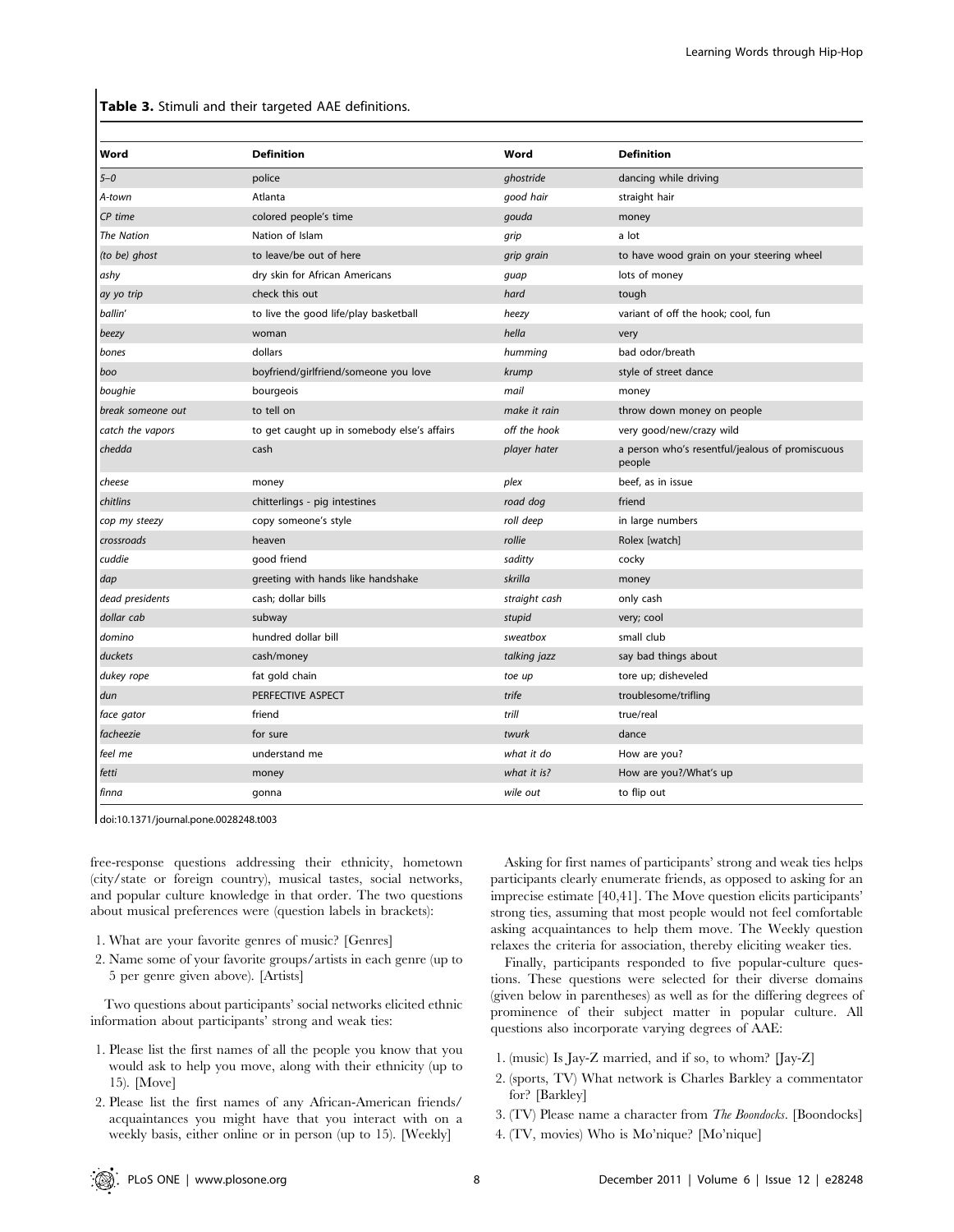**Table 3.** Stimuli and their targeted AAE definitions.

| Word | Definition | Word | Definition |
|---|---|---|---|
| *5–0* | police | *ghostride* | dancing while driving |
| *A-town* | Atlanta | *good hair* | straight hair |
| *CP time* | colored people's time | *gouda* | money |
| *The Nation* | Nation of Islam | *grip* | a lot |
| *(to be) ghost* | to leave/be out of here | *grip grain* | to have wood grain on your steering wheel |
| *ashy* | dry skin for African Americans | *guap* | lots of money |
| *ay yo trip* | check this out | *hard* | tough |
| *ballin'* | to live the good life/play basketball | *heezy* | variant of off the hook; cool, fun |
| *beezy* | woman | *hella* | very |
| *bones* | dollars | *humming* | bad odor/breath |
| *boo* | boyfriend/girlfriend/someone you love | *krump* | style of street dance |
| *boughie* | bourgeois | *mail* | money |
| *break someone out* | to tell on | *make it rain* | throw down money on people |
| *catch the vapors* | to get caught up in somebody else's affairs | *off the hook* | very good/new/crazy wild |
| *chedda* | cash | *player hater* | a person who's resentful/jealous of promiscuous people |
| *cheese* | money | *plex* | beef, as in issue |
| *chitlins* | chitterlings - pig intestines | *road dog* | friend |
| *cop my steezy* | copy someone's style | *roll deep* | in large numbers |
| *crossroads* | heaven | *rollie* | Rolex [watch] |
| *cuddie* | good friend | *saditty* | cocky |
| *dap* | greeting with hands like handshake | *skrilla* | money |
| *dead presidents* | cash; dollar bills | *straight cash* | only cash |
| *dollar cab* | subway | *stupid* | very; cool |
| *domino* | hundred dollar bill | *sweatbox* | small club |
| *duckets* | cash/money | *talking jazz* | say bad things about |
| *dukey rope* | fat gold chain | *toe up* | tore up; disheveled |
| *dun* | PERFECTIVE ASPECT | *trife* | troublesome/trifling |
| *face gator* | friend | *trill* | true/real |
| *facheezie* | for sure | *twurk* | dance |
| *feel me* | understand me | *what it do* | How are you? |
| *fetti* | money | *what it is?* | How are you?/What's up |
| *finna* | gonna | *wile out* | to flip out |

doi:10.1371/journal.pone.0028248.t003

free-response questions addressing their ethnicity, hometown (city/state or foreign country), musical tastes, social networks, and popular culture knowledge in that order. The two questions about musical preferences were (question labels in brackets):

1. What are your favorite genres of music? [Genres]
2. Name some of your favorite groups/artists in each genre (up to 5 per genre given above). [Artists]

Two questions about participants' social networks elicited ethnic information about participants' strong and weak ties:

1. Please list the first names of all the people you know that you would ask to help you move, along with their ethnicity (up to 15). [Move]
2. Please list the first names of any African-American friends/ acquaintances you might have that you interact with on a weekly basis, either online or in person (up to 15). [Weekly]

Asking for first names of participants' strong and weak ties helps participants clearly enumerate friends, as opposed to asking for an imprecise estimate [40,41]. The Move question elicits participants' strong ties, assuming that most people would not feel comfortable asking acquaintances to help them move. The Weekly question relaxes the criteria for association, thereby eliciting weaker ties.

Finally, participants responded to five popular-culture questions. These questions were selected for their diverse domains (given below in parentheses) as well as for the differing degrees of prominence of their subject matter in popular culture. All questions also incorporate varying degrees of AAE:

1. (music) Is Jay-Z married, and if so, to whom? [Jay-Z]
2. (sports, TV) What network is Charles Barkley a commentator for? [Barkley]
3. (TV) Please name a character from *The Boondocks*. [Boondocks]
4. (TV, movies) Who is Mo'nique? [Mo'nique]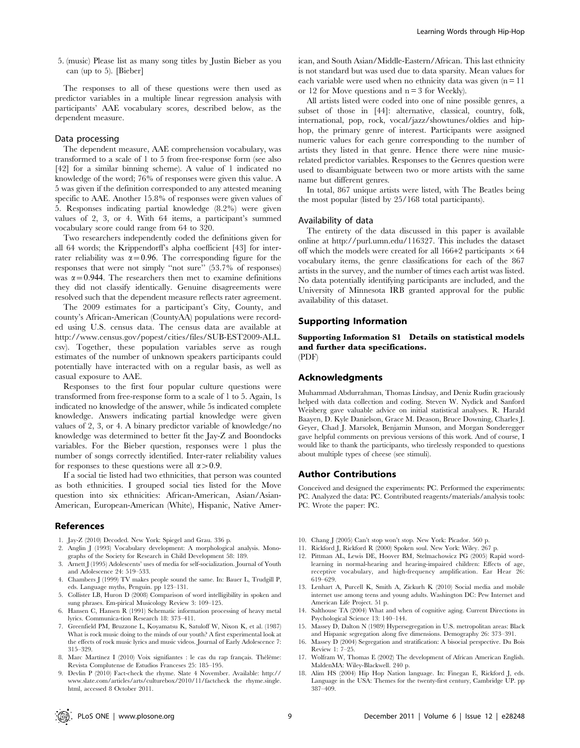5. (music) Please list as many song titles by Justin Bieber as you can (up to 5). [Bieber]

The responses to all of these questions were then used as predictor variables in a multiple linear regression analysis with participants' AAE vocabulary scores, described below, as the dependent measure.

### Data processing

The dependent measure, AAE comprehension vocabulary, was transformed to a scale of 1 to 5 from free-response form (see also [42] for a similar binning scheme). A value of 1 indicated no knowledge of the word; 76% of responses were given this value. A 5 was given if the definition corresponded to any attested meaning specific to AAE. Another 15.8% of responses were given values of 5. Responses indicating partial knowledge (8.2%) were given values of 2, 3, or 4. With 64 items, a participant's summed vocabulary score could range from 64 to 320.

Two researchers independently coded the definitions given for all 64 words; the Krippendorff's alpha coefficient [43] for inter-rater reliability was $\alpha = 0.96$. The corresponding figure for the responses that were not simply "not sure" (53.7% of responses) was $\alpha = 0.944$. The researchers then met to examine definitions they did not classify identically. Genuine disagreements were resolved such that the dependent measure reflects rater agreement.

The 2009 estimates for a participant's City, County, and county's African-American (CountyAA) populations were recorded using U.S. census data. The census data are available at http://www.census.gov/popest/cities/files/SUB-EST2009-ALL.csv). Together, these population variables serve as rough estimates of the number of unknown speakers participants could potentially have interacted with on a regular basis, as well as casual exposure to AAE.

Responses to the first four popular culture questions were transformed from free-response form to a scale of 1 to 5. Again, 1s indicated no knowledge of the answer, while 5s indicated complete knowledge. Answers indicating partial knowledge were given values of 2, 3, or 4. A binary predictor variable of knowledge/no knowledge was determined to better fit the Jay-Z and Boondocks variables. For the Bieber question, responses were 1 plus the number of songs correctly identified. Inter-rater reliability values for responses to these questions were all $\alpha > 0.9$.

If a social tie listed had two ethnicities, that person was counted as both ethnicities. I grouped social ties listed for the Move question into six ethnicities: African-American, Asian/Asian-American, European-American (White), Hispanic, Native American, and South Asian/Middle-Eastern/African. This last ethnicity is not standard but was used due to data sparsity. Mean values for each variable were used when no ethnicity data was given ($n = 11$ or 12 for Move questions and $n = 3$ for Weekly).

All artists listed were coded into one of nine possible genres, a subset of those in [44]: alternative, classical, country, folk, international, pop, rock, vocal/jazz/showtunes/oldies and hip-hop, the primary genre of interest. Participants were assigned numeric values for each genre corresponding to the number of artists they listed in that genre. Hence there were nine music-related predictor variables. Responses to the Genres question were used to disambiguate between two or more artists with the same name but different genres.

In total, 867 unique artists were listed, with The Beatles being the most popular (listed by 25/168 total participants).

### Availability of data

The entirety of the data discussed in this paper is available online at http://purl.umn.edu/116327. This includes the dataset off which the models were created for all 166+2 participants $\times$ 64 vocabulary items, the genre classifications for each of the 867 artists in the survey, and the number of times each artist was listed. No data potentially identifying participants are included, and the University of Minnesota IRB granted approval for the public availability of this dataset.

## Supporting Information

**Supporting Information S1 Details on statistical models and further data specifications.**
(PDF)

## Acknowledgments

Muhammad Abdurrahman, Thomas Lindsay, and Deniz Rudin graciously helped with data collection and coding. Steven W. Nydick and Sanford Weisberg gave valuable advice on initial statistical analyses. R. Harald Baayen, D. Kyle Danielson, Grace M. Deason, Bruce Downing, Charles J. Geyer, Chad J. Marsolek, Benjamin Munson, and Morgan Sonderegger gave helpful comments on previous versions of this work. And of course, I would like to thank the participants, who tirelessly responded to questions about multiple types of cheese (see stimuli).

## Author Contributions

Conceived and designed the experiments: PC. Performed the experiments: PC. Analyzed the data: PC. Contributed reagents/materials/analysis tools: PC. Wrote the paper: PC.

## References

1. Jay-Z (2010) Decoded. New York: Spiegel and Grau. 336 p.
2. Anglin J (1993) Vocabulary development: A morphological analysis. Monographs of the Society for Research in Child Development 58: 189.
3. Arnett J (1995) Adolescents' uses of media for self-socialization. Journal of Youth and Adolescence 24: 519–533.
4. Chambers J (1999) TV makes people sound the same. In: Bauer L, Trudgill P, eds. Language myths, Penguin. pp 123–131.
5. Collister LB, Huron D (2008) Comparison of word intelligibility in spoken and sung phrases. Em-pirical Musicology Review 3: 109–125.
6. Hansen C, Hansen R (1991) Schematic information processing of heavy metal lyrics. Communica-tion Research 18: 373–411.
7. Greenfield PM, Bruzzone L, Koyamatsu K, Satuloff W, Nixon K, et al. (1987) What is rock music doing to the minds of our youth? A first experimental look at the effects of rock music lyrics and music videos. Journal of Early Adolescence 7: 315–329.
8. Marc Martínez I (2010) Voix signifiantes : le cas du rap français. Thélème: Revista Complutense de Estudios Franceses 25: 185–195.
9. Devlin P (2010) Fact-check the rhyme. Slate 4 November. Available: http://www.slate.com/articles/arts/culturebox/2010/11/factcheck the rhyme.single.html, accessed 8 October 2011.
10. Chang J (2005) Can't stop won't stop. New York: Picador. 560 p.
11. Rickford J, Rickford R (2000) Spoken soul. New York: Wiley. 267 p.
12. Pittman AL, Lewis DE, Hoover BM, Stelmachowicz PG (2005) Rapid word-learning in normal-hearing and hearing-impaired children: Effects of age, receptive vocabulary, and high-frequency amplification. Ear Hear 26: 619–629.
13. Lenhart A, Purcell K, Smith A, Zickurh K (2010) Social media and mobile internet use among teens and young adults. Washington DC: Pew Internet and American Life Project. 51 p.
14. Salthouse TA (2004) What and when of cognitive aging. Current Directions in Psychological Science 13: 140–144.
15. Massey D, Dalton N (1989) Hypersegregation in U.S. metropolitan areas: Black and Hispanic segregation along five dimensions. Demography 26: 373–391.
16. Massey D (2004) Segregation and stratification: A biosocial perspective. Du Bois Review 1: 7–25.
17. Wolfram W, Thomas E (2002) The development of African American English. MaldenMA: Wiley-Blackwell. 240 p.
18. Alim HS (2004) Hip Hop Nation language. In: Finegan E, Rickford J, eds. Language in the USA: Themes for the twenty-first century, Cambridge UP. pp 387–409.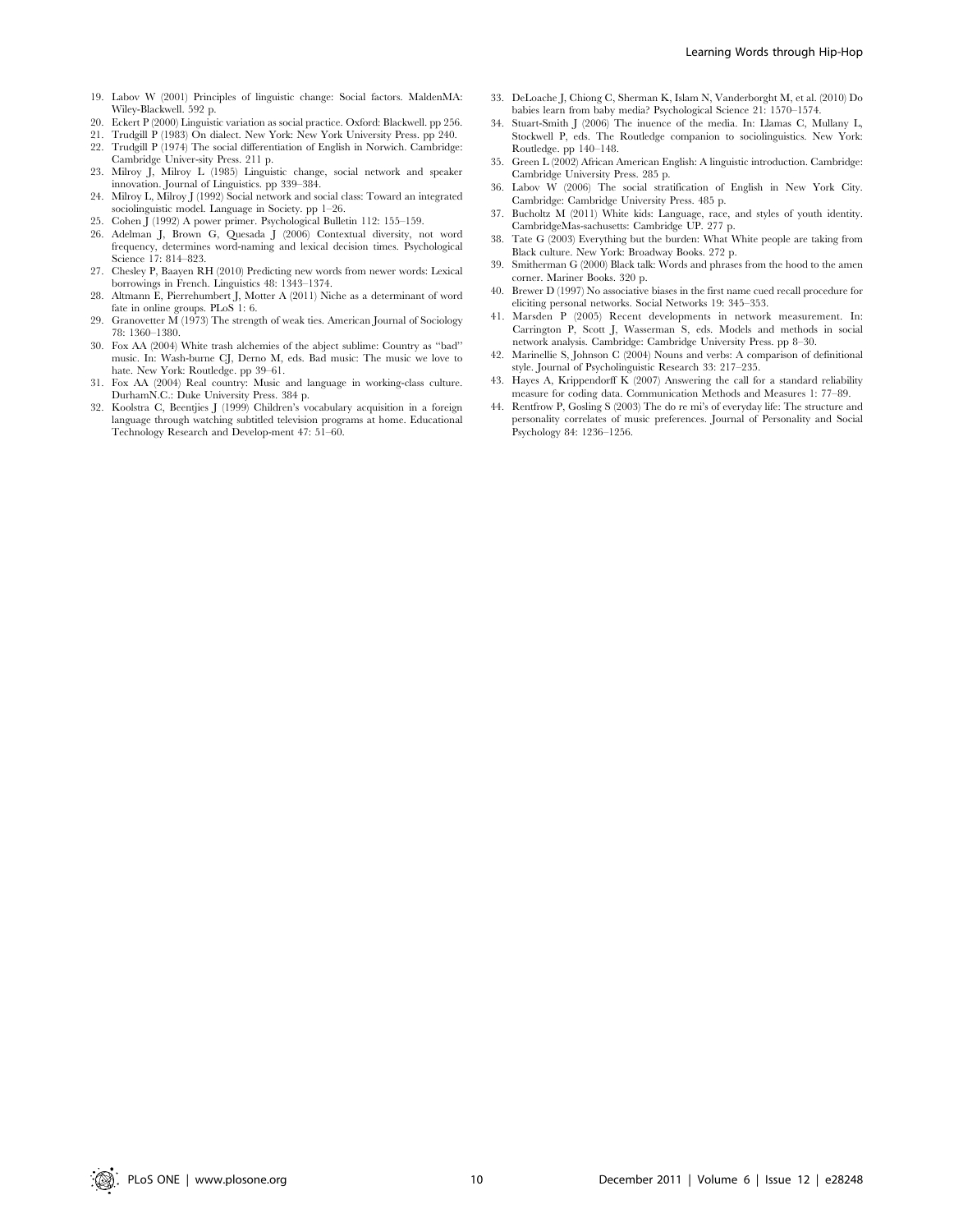19. Labov W (2001) Principles of linguistic change: Social factors. MaldenMA: Wiley-Blackwell. 592 p.
20. Eckert P (2000) Linguistic variation as social practice. Oxford: Blackwell. pp 256.
21. Trudgill P (1983) On dialect. New York: New York University Press. pp 240.
22. Trudgill P (1974) The social differentiation of English in Norwich. Cambridge: Cambridge Univer-sity Press. 211 p.
23. Milroy J, Milroy L (1985) Linguistic change, social network and speaker innovation. Journal of Linguistics. pp 339–384.
24. Milroy L, Milroy J (1992) Social network and social class: Toward an integrated sociolinguistic model. Language in Society. pp 1–26.
25. Cohen J (1992) A power primer. Psychological Bulletin 112: 155–159.
26. Adelman J, Brown G, Quesada J (2006) Contextual diversity, not word frequency, determines word-naming and lexical decision times. Psychological Science 17: 814–823.
27. Chesley P, Baayen RH (2010) Predicting new words from newer words: Lexical borrowings in French. Linguistics 48: 1343–1374.
28. Altmann E, Pierrehumbert J, Motter A (2011) Niche as a determinant of word fate in online groups. PLoS 1: 6.
29. Granovetter M (1973) The strength of weak ties. American Journal of Sociology 78: 1360–1380.
30. Fox AA (2004) White trash alchemies of the abject sublime: Country as ''bad'' music. In: Wash-burne CJ, Derno M, eds. Bad music: The music we love to hate. New York: Routledge. pp 39–61.
31. Fox AA (2004) Real country: Music and language in working-class culture. DurhamN.C.: Duke University Press. 384 p.
32. Koolstra C, Beentjes J (1999) Children's vocabulary acquisition in a foreign language through watching subtitled television programs at home. Educational Technology Research and Develop-ment 47: 51–60.
33. DeLoache J, Chiong C, Sherman K, Islam N, Vanderborght M, et al. (2010) Do babies learn from baby media? Psychological Science 21: 1570–1574.
34. Stuart-Smith J (2006) The inuence of the media. In: Llamas C, Mullany L, Stockwell P, eds. The Routledge companion to sociolinguistics. New York: Routledge. pp 140–148.
35. Green L (2002) African American English: A linguistic introduction. Cambridge: Cambridge University Press. 285 p.
36. Labov W (2006) The social stratification of English in New York City. Cambridge: Cambridge University Press. 485 p.
37. Bucholtz M (2011) White kids: Language, race, and styles of youth identity. CambridgeMas-sachusetts: Cambridge UP. 277 p.
38. Tate G (2003) Everything but the burden: What White people are taking from Black culture. New York: Broadway Books. 272 p.
39. Smitherman G (2000) Black talk: Words and phrases from the hood to the amen corner. Mariner Books. 320 p.
40. Brewer D (1997) No associative biases in the first name cued recall procedure for eliciting personal networks. Social Networks 19: 345–353.
41. Marsden P (2005) Recent developments in network measurement. In: Carrington P, Scott J, Wasserman S, eds. Models and methods in social network analysis. Cambridge: Cambridge University Press. pp 8–30.
42. Marinellie S, Johnson C (2004) Nouns and verbs: A comparison of definitional style. Journal of Psycholinguistic Research 33: 217–235.
43. Hayes A, Krippendorff K (2007) Answering the call for a standard reliability measure for coding data. Communication Methods and Measures 1: 77–89.
44. Rentfrow P, Gosling S (2003) The do re mi's of everyday life: The structure and personality correlates of music preferences. Journal of Personality and Social Psychology 84: 1236–1256.